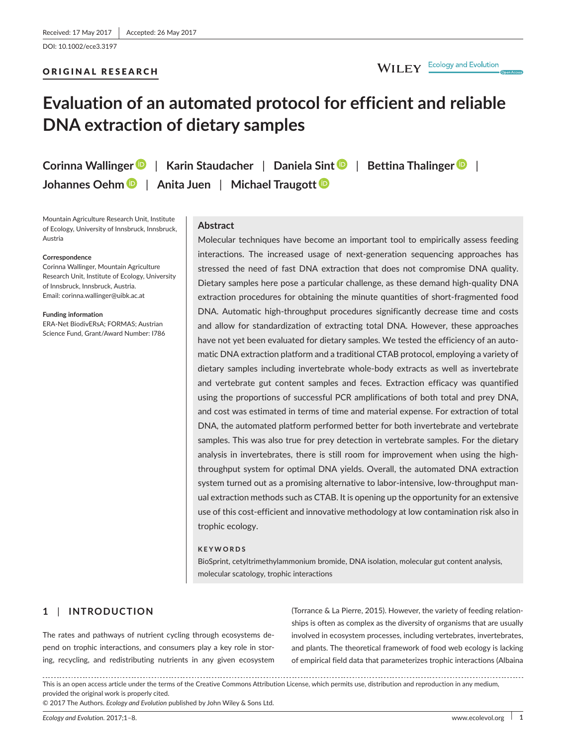Received: 17 May 2017 | Accepted: 26 May 2017

DOI: 10.1002/ece3.3197

ORIGINAL RESEARCH

# Evaluation of an automated protocol for efficient and reliable DNA extraction of dietary samples

**Corinna Wallinger | Karin Staudacher | Daniela Sint | Bettina Thalinger | Johannes Oehm | Anita Juen | Michael Traugott**

Mountain Agriculture Research Unit, Institute of Ecology, University of Innsbruck, Innsbruck, Austria

**Correspondence**
Corinna Wallinger, Mountain Agriculture Research Unit, Institute of Ecology, University of Innsbruck, Innsbruck, Austria.
Email: corinna.wallinger@uibk.ac.at

**Funding information**
ERA-Net BiodivERsA; FORMAS; Austrian Science Fund, Grant/Award Number: I786

## Abstract

Molecular techniques have become an important tool to empirically assess feeding interactions. The increased usage of next-generation sequencing approaches has stressed the need of fast DNA extraction that does not compromise DNA quality. Dietary samples here pose a particular challenge, as these demand high-quality DNA extraction procedures for obtaining the minute quantities of short-fragmented food DNA. Automatic high-throughput procedures significantly decrease time and costs and allow for standardization of extracting total DNA. However, these approaches have not yet been evaluated for dietary samples. We tested the efficiency of an automatic DNA extraction platform and a traditional CTAB protocol, employing a variety of dietary samples including invertebrate whole-body extracts as well as invertebrate and vertebrate gut content samples and feces. Extraction efficacy was quantified using the proportions of successful PCR amplifications of both total and prey DNA, and cost was estimated in terms of time and material expense. For extraction of total DNA, the automated platform performed better for both invertebrate and vertebrate samples. This was also true for prey detection in vertebrate samples. For the dietary analysis in invertebrates, there is still room for improvement when using the high-throughput system for optimal DNA yields. Overall, the automated DNA extraction system turned out as a promising alternative to labor-intensive, low-throughput manual extraction methods such as CTAB. It is opening up the opportunity for an extensive use of this cost-efficient and innovative methodology at low contamination risk also in trophic ecology.

**KEYWORDS**

BioSprint, cetyltrimethylammonium bromide, DNA isolation, molecular gut content analysis, molecular scatology, trophic interactions

## 1 | INTRODUCTION

The rates and pathways of nutrient cycling through ecosystems depend on trophic interactions, and consumers play a key role in storing, recycling, and redistributing nutrients in any given ecosystem (Torrance & La Pierre, 2015). However, the variety of feeding relationships is often as complex as the diversity of organisms that are usually involved in ecosystem processes, including vertebrates, invertebrates, and plants. The theoretical framework of food web ecology is lacking of empirical field data that parameterizes trophic interactions (Albaina

This is an open access article under the terms of the Creative Commons Attribution License, which permits use, distribution and reproduction in any medium, provided the original work is properly cited.
© 2017 The Authors. *Ecology and Evolution* published by John Wiley & Sons Ltd.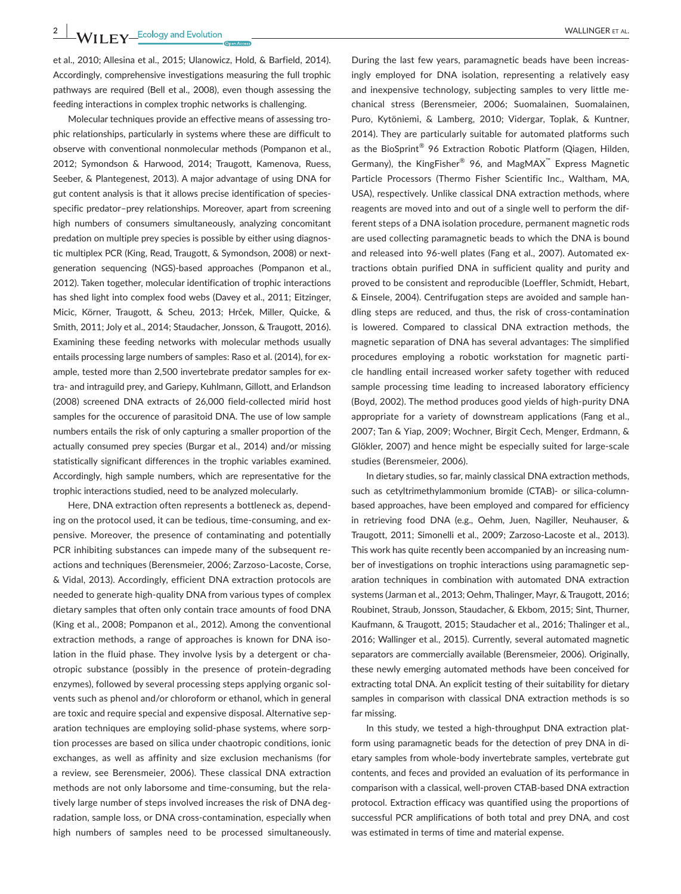et al., 2010; Allesina et al., 2015; Ulanowicz, Hold, & Barfield, 2014). Accordingly, comprehensive investigations measuring the full trophic pathways are required (Bell et al., 2008), even though assessing the feeding interactions in complex trophic networks is challenging.

Molecular techniques provide an effective means of assessing trophic relationships, particularly in systems where these are difficult to observe with conventional nonmolecular methods (Pompanon et al., 2012; Symondson & Harwood, 2014; Traugott, Kamenova, Ruess, Seeber, & Plantegenest, 2013). A major advantage of using DNA for gut content analysis is that it allows precise identification of species-specific predator–prey relationships. Moreover, apart from screening high numbers of consumers simultaneously, analyzing concomitant predation on multiple prey species is possible by either using diagnostic multiplex PCR (King, Read, Traugott, & Symondson, 2008) or next-generation sequencing (NGS)-based approaches (Pompanon et al., 2012). Taken together, molecular identification of trophic interactions has shed light into complex food webs (Davey et al., 2011; Eitzinger, Micic, Körner, Traugott, & Scheu, 2013; Hrček, Miller, Quicke, & Smith, 2011; Joly et al., 2014; Staudacher, Jonsson, & Traugott, 2016). Examining these feeding networks with molecular methods usually entails processing large numbers of samples: Raso et al. (2014), for example, tested more than 2,500 invertebrate predator samples for extra- and intraguild prey, and Gariepy, Kuhlmann, Gillott, and Erlandson (2008) screened DNA extracts of 26,000 field-collected mirid host samples for the occurence of parasitoid DNA. The use of low sample numbers entails the risk of only capturing a smaller proportion of the actually consumed prey species (Burgar et al., 2014) and/or missing statistically significant differences in the trophic variables examined. Accordingly, high sample numbers, which are representative for the trophic interactions studied, need to be analyzed molecularly.

Here, DNA extraction often represents a bottleneck as, depending on the protocol used, it can be tedious, time-consuming, and expensive. Moreover, the presence of contaminating and potentially PCR inhibiting substances can impede many of the subsequent reactions and techniques (Berensmeier, 2006; Zarzoso-Lacoste, Corse, & Vidal, 2013). Accordingly, efficient DNA extraction protocols are needed to generate high-quality DNA from various types of complex dietary samples that often only contain trace amounts of food DNA (King et al., 2008; Pompanon et al., 2012). Among the conventional extraction methods, a range of approaches is known for DNA isolation in the fluid phase. They involve lysis by a detergent or chaotropic substance (possibly in the presence of protein-degrading enzymes), followed by several processing steps applying organic solvents such as phenol and/or chloroform or ethanol, which in general are toxic and require special and expensive disposal. Alternative separation techniques are employing solid-phase systems, where sorption processes are based on silica under chaotropic conditions, ionic exchanges, as well as affinity and size exclusion mechanisms (for a review, see Berensmeier, 2006). These classical DNA extraction methods are not only laborsome and time-consuming, but the relatively large number of steps involved increases the risk of DNA degradation, sample loss, or DNA cross-contamination, especially when high numbers of samples need to be processed simultaneously.

During the last few years, paramagnetic beads have been increasingly employed for DNA isolation, representing a relatively easy and inexpensive technology, subjecting samples to very little mechanical stress (Berensmeier, 2006; Suomalainen, Suomalainen, Puro, Kytöniemi, & Lamberg, 2010; Vidergar, Toplak, & Kuntner, 2014). They are particularly suitable for automated platforms such as the BioSprint® 96 Extraction Robotic Platform (Qiagen, Hilden, Germany), the KingFisher® 96, and MagMAX™ Express Magnetic Particle Processors (Thermo Fisher Scientific Inc., Waltham, MA, USA), respectively. Unlike classical DNA extraction methods, where reagents are moved into and out of a single well to perform the different steps of a DNA isolation procedure, permanent magnetic rods are used collecting paramagnetic beads to which the DNA is bound and released into 96-well plates (Fang et al., 2007). Automated extractions obtain purified DNA in sufficient quality and purity and proved to be consistent and reproducible (Loeffler, Schmidt, Hebart, & Einsele, 2004). Centrifugation steps are avoided and sample handling steps are reduced, and thus, the risk of cross-contamination is lowered. Compared to classical DNA extraction methods, the magnetic separation of DNA has several advantages: The simplified procedures employing a robotic workstation for magnetic particle handling entail increased worker safety together with reduced sample processing time leading to increased laboratory efficiency (Boyd, 2002). The method produces good yields of high-purity DNA appropriate for a variety of downstream applications (Fang et al., 2007; Tan & Yiap, 2009; Wochner, Birgit Cech, Menger, Erdmann, & Glökler, 2007) and hence might be especially suited for large-scale studies (Berensmeier, 2006).

In dietary studies, so far, mainly classical DNA extraction methods, such as cetyltrimethylammonium bromide (CTAB)- or silica-column-based approaches, have been employed and compared for efficiency in retrieving food DNA (e.g., Oehm, Juen, Nagiller, Neuhauser, & Traugott, 2011; Simonelli et al., 2009; Zarzoso-Lacoste et al., 2013). This work has quite recently been accompanied by an increasing number of investigations on trophic interactions using paramagnetic separation techniques in combination with automated DNA extraction systems (Jarman et al., 2013; Oehm, Thalinger, Mayr, & Traugott, 2016; Roubinet, Straub, Jonsson, Staudacher, & Ekbom, 2015; Sint, Thurner, Kaufmann, & Traugott, 2015; Staudacher et al., 2016; Thalinger et al., 2016; Wallinger et al., 2015). Currently, several automated magnetic separators are commercially available (Berensmeier, 2006). Originally, these newly emerging automated methods have been conceived for extracting total DNA. An explicit testing of their suitability for dietary samples in comparison with classical DNA extraction methods is so far missing.

In this study, we tested a high-throughput DNA extraction platform using paramagnetic beads for the detection of prey DNA in dietary samples from whole-body invertebrate samples, vertebrate gut contents, and feces and provided an evaluation of its performance in comparison with a classical, well-proven CTAB-based DNA extraction protocol. Extraction efficacy was quantified using the proportions of successful PCR amplifications of both total and prey DNA, and cost was estimated in terms of time and material expense.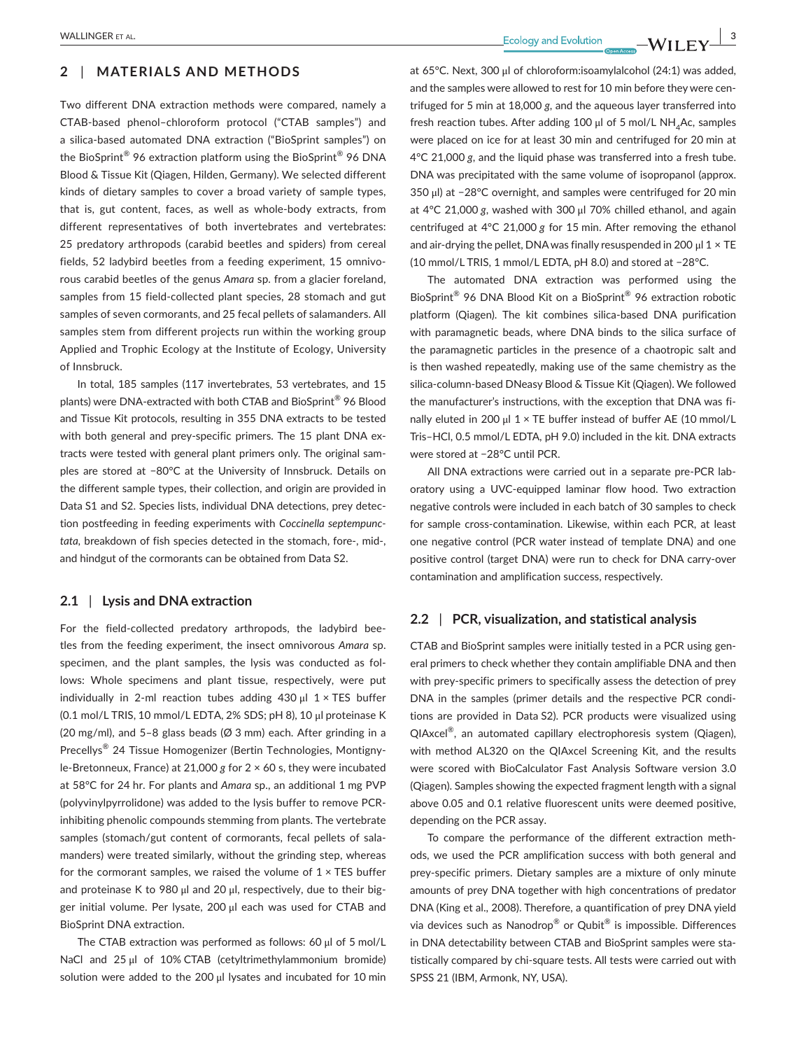## 2 | MATERIALS AND METHODS

Two different DNA extraction methods were compared, namely a CTAB-based phenol–chloroform protocol ("CTAB samples") and a silica-based automated DNA extraction ("BioSprint samples") on the BioSprint® 96 extraction platform using the BioSprint® 96 DNA Blood & Tissue Kit (Qiagen, Hilden, Germany). We selected different kinds of dietary samples to cover a broad variety of sample types, that is, gut content, faces, as well as whole-body extracts, from different representatives of both invertebrates and vertebrates: 25 predatory arthropods (carabid beetles and spiders) from cereal fields, 52 ladybird beetles from a feeding experiment, 15 omnivorous carabid beetles of the genus *Amara* sp. from a glacier foreland, samples from 15 field-collected plant species, 28 stomach and gut samples of seven cormorants, and 25 fecal pellets of salamanders. All samples stem from different projects run within the working group Applied and Trophic Ecology at the Institute of Ecology, University of Innsbruck.

In total, 185 samples (117 invertebrates, 53 vertebrates, and 15 plants) were DNA-extracted with both CTAB and BioSprint® 96 Blood and Tissue Kit protocols, resulting in 355 DNA extracts to be tested with both general and prey-specific primers. The 15 plant DNA extracts were tested with general plant primers only. The original samples are stored at −80°C at the University of Innsbruck. Details on the different sample types, their collection, and origin are provided in Data S1 and S2. Species lists, individual DNA detections, prey detection postfeeding in feeding experiments with *Coccinella septempunctata*, breakdown of fish species detected in the stomach, fore-, mid-, and hindgut of the cormorants can be obtained from Data S2.

### 2.1 | Lysis and DNA extraction

For the field-collected predatory arthropods, the ladybird beetles from the feeding experiment, the insect omnivorous *Amara* sp. specimen, and the plant samples, the lysis was conducted as follows: Whole specimens and plant tissue, respectively, were put individually in 2-ml reaction tubes adding 430 µl 1 × TES buffer (0.1 mol/L TRIS, 10 mmol/L EDTA, 2% SDS; pH 8), 10 µl proteinase K (20 mg/ml), and 5–8 glass beads (Ø 3 mm) each. After grinding in a Precellys® 24 Tissue Homogenizer (Bertin Technologies, Montigny-le-Bretonneux, France) at 21,000 *g* for 2 × 60 s, they were incubated at 58°C for 24 hr. For plants and *Amara* sp., an additional 1 mg PVP (polyvinylpyrrolidone) was added to the lysis buffer to remove PCR-inhibiting phenolic compounds stemming from plants. The vertebrate samples (stomach/gut content of cormorants, fecal pellets of salamanders) were treated similarly, without the grinding step, whereas for the cormorant samples, we raised the volume of 1 × TES buffer and proteinase K to 980 µl and 20 µl, respectively, due to their bigger initial volume. Per lysate, 200 µl each was used for CTAB and BioSprint DNA extraction.

The CTAB extraction was performed as follows: 60 µl of 5 mol/L NaCl and 25 µl of 10% CTAB (cetyltrimethylammonium bromide) solution were added to the 200 µl lysates and incubated for 10 min at 65°C. Next, 300 µl of chloroform:isoamylalcohol (24:1) was added, and the samples were allowed to rest for 10 min before they were centrifuged for 5 min at 18,000 *g*, and the aqueous layer transferred into fresh reaction tubes. After adding 100 µl of 5 mol/L $NH_4Ac$, samples were placed on ice for at least 30 min and centrifuged for 20 min at 4°C 21,000 *g*, and the liquid phase was transferred into a fresh tube. DNA was precipitated with the same volume of isopropanol (approx. 350 µl) at −28°C overnight, and samples were centrifuged for 20 min at 4°C 21,000 *g*, washed with 300 µl 70% chilled ethanol, and again centrifuged at 4°C 21,000 *g* for 15 min. After removing the ethanol and air-drying the pellet, DNA was finally resuspended in 200 µl 1 × TE (10 mmol/L TRIS, 1 mmol/L EDTA, pH 8.0) and stored at −28°C.

The automated DNA extraction was performed using the BioSprint® 96 DNA Blood Kit on a BioSprint® 96 extraction robotic platform (Qiagen). The kit combines silica-based DNA purification with paramagnetic beads, where DNA binds to the silica surface of the paramagnetic particles in the presence of a chaotropic salt and is then washed repeatedly, making use of the same chemistry as the silica-column-based DNeasy Blood & Tissue Kit (Qiagen). We followed the manufacturer's instructions, with the exception that DNA was finally eluted in 200 µl 1 × TE buffer instead of buffer AE (10 mmol/L Tris–HCl, 0.5 mmol/L EDTA, pH 9.0) included in the kit. DNA extracts were stored at −28°C until PCR.

All DNA extractions were carried out in a separate pre-PCR laboratory using a UVC-equipped laminar flow hood. Two extraction negative controls were included in each batch of 30 samples to check for sample cross-contamination. Likewise, within each PCR, at least one negative control (PCR water instead of template DNA) and one positive control (target DNA) were run to check for DNA carry-over contamination and amplification success, respectively.

### 2.2 | PCR, visualization, and statistical analysis

CTAB and BioSprint samples were initially tested in a PCR using general primers to check whether they contain amplifiable DNA and then with prey-specific primers to specifically assess the detection of prey DNA in the samples (primer details and the respective PCR conditions are provided in Data S2). PCR products were visualized using QIAxcel®, an automated capillary electrophoresis system (Qiagen), with method AL320 on the QIAxcel Screening Kit, and the results were scored with BioCalculator Fast Analysis Software version 3.0 (Qiagen). Samples showing the expected fragment length with a signal above 0.05 and 0.1 relative fluorescent units were deemed positive, depending on the PCR assay.

To compare the performance of the different extraction methods, we used the PCR amplification success with both general and prey-specific primers. Dietary samples are a mixture of only minute amounts of prey DNA together with high concentrations of predator DNA (King et al., 2008). Therefore, a quantification of prey DNA yield via devices such as Nanodrop® or Qubit® is impossible. Differences in DNA detectability between CTAB and BioSprint samples were statistically compared by chi-square tests. All tests were carried out with SPSS 21 (IBM, Armonk, NY, USA).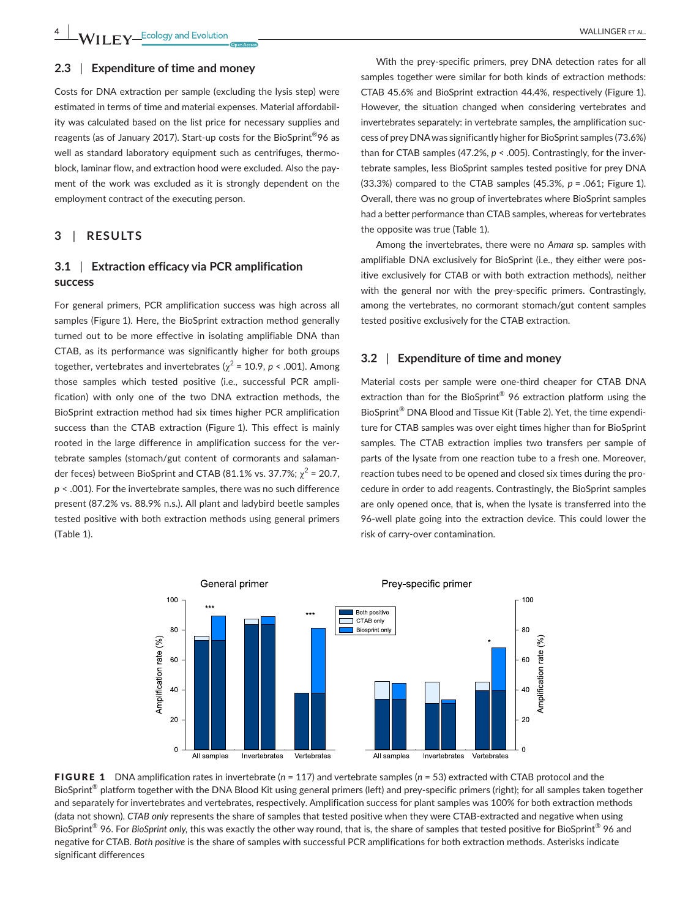### 2.3 | Expenditure of time and money

Costs for DNA extraction per sample (excluding the lysis step) were estimated in terms of time and material expenses. Material affordability was calculated based on the list price for necessary supplies and reagents (as of January 2017). Start-up costs for the BioSprint®96 as well as standard laboratory equipment such as centrifuges, thermoblock, laminar flow, and extraction hood were excluded. Also the payment of the work was excluded as it is strongly dependent on the employment contract of the executing person.

## 3 | RESULTS

### 3.1 | Extraction efficacy via PCR amplification success

For general primers, PCR amplification success was high across all samples (Figure 1). Here, the BioSprint extraction method generally turned out to be more effective in isolating amplifiable DNA than CTAB, as its performance was significantly higher for both groups together, vertebrates and invertebrates ($\chi^2 = 10.9$, $p < .001$). Among those samples which tested positive (i.e., successful PCR amplification) with only one of the two DNA extraction methods, the BioSprint extraction method had six times higher PCR amplification success than the CTAB extraction (Figure 1). This effect is mainly rooted in the large difference in amplification success for the vertebrate samples (stomach/gut content of cormorants and salamander feces) between BioSprint and CTAB (81.1% vs. 37.7%; $\chi^2 = 20.7$, $p < .001$). For the invertebrate samples, there was no such difference present (87.2% vs. 88.9% n.s.). All plant and ladybird beetle samples tested positive with both extraction methods using general primers (Table 1).

With the prey-specific primers, prey DNA detection rates for all samples together were similar for both kinds of extraction methods: CTAB 45.6% and BioSprint extraction 44.4%, respectively (Figure 1). However, the situation changed when considering vertebrates and invertebrates separately: in vertebrate samples, the amplification success of prey DNA was significantly higher for BioSprint samples (73.6%) than for CTAB samples (47.2%, $p < .005$). Contrastingly, for the invertebrate samples, less BioSprint samples tested positive for prey DNA (33.3%) compared to the CTAB samples (45.3%, $p = .061$; Figure 1). Overall, there was no group of invertebrates where BioSprint samples had a better performance than CTAB samples, whereas for vertebrates the opposite was true (Table 1).

Among the invertebrates, there were no *Amara* sp. samples with amplifiable DNA exclusively for BioSprint (i.e., they either were positive exclusively for CTAB or with both extraction methods), neither with the general nor with the prey-specific primers. Contrastingly, among the vertebrates, no cormorant stomach/gut content samples tested positive exclusively for the CTAB extraction.

### 3.2 | Expenditure of time and money

Material costs per sample were one-third cheaper for CTAB DNA extraction than for the BioSprint® 96 extraction platform using the BioSprint® DNA Blood and Tissue Kit (Table 2). Yet, the time expenditure for CTAB samples was over eight times higher than for BioSprint samples. The CTAB extraction implies two transfers per sample of parts of the lysate from one reaction tube to a fresh one. Moreover, reaction tubes need to be opened and closed six times during the procedure in order to add reagents. Contrastingly, the BioSprint samples are only opened once, that is, when the lysate is transferred into the 96-well plate going into the extraction device. This could lower the risk of carry-over contamination.

**FIGURE 1** DNA amplification rates in invertebrate ($n = 117$) and vertebrate samples ($n = 53$) extracted with CTAB protocol and the BioSprint® platform together with the DNA Blood Kit using general primers (left) and prey-specific primers (right); for all samples taken together and separately for invertebrates and vertebrates, respectively. Amplification success for plant samples was 100% for both extraction methods (data not shown). *CTAB only* represents the share of samples that tested positive when they were CTAB-extracted and negative when using BioSprint® 96. For *BioSprint only*, this was exactly the other way round, that is, the share of samples that tested positive for BioSprint® 96 and negative for CTAB. *Both positive* is the share of samples with successful PCR amplifications for both extraction methods. Asterisks indicate significant differences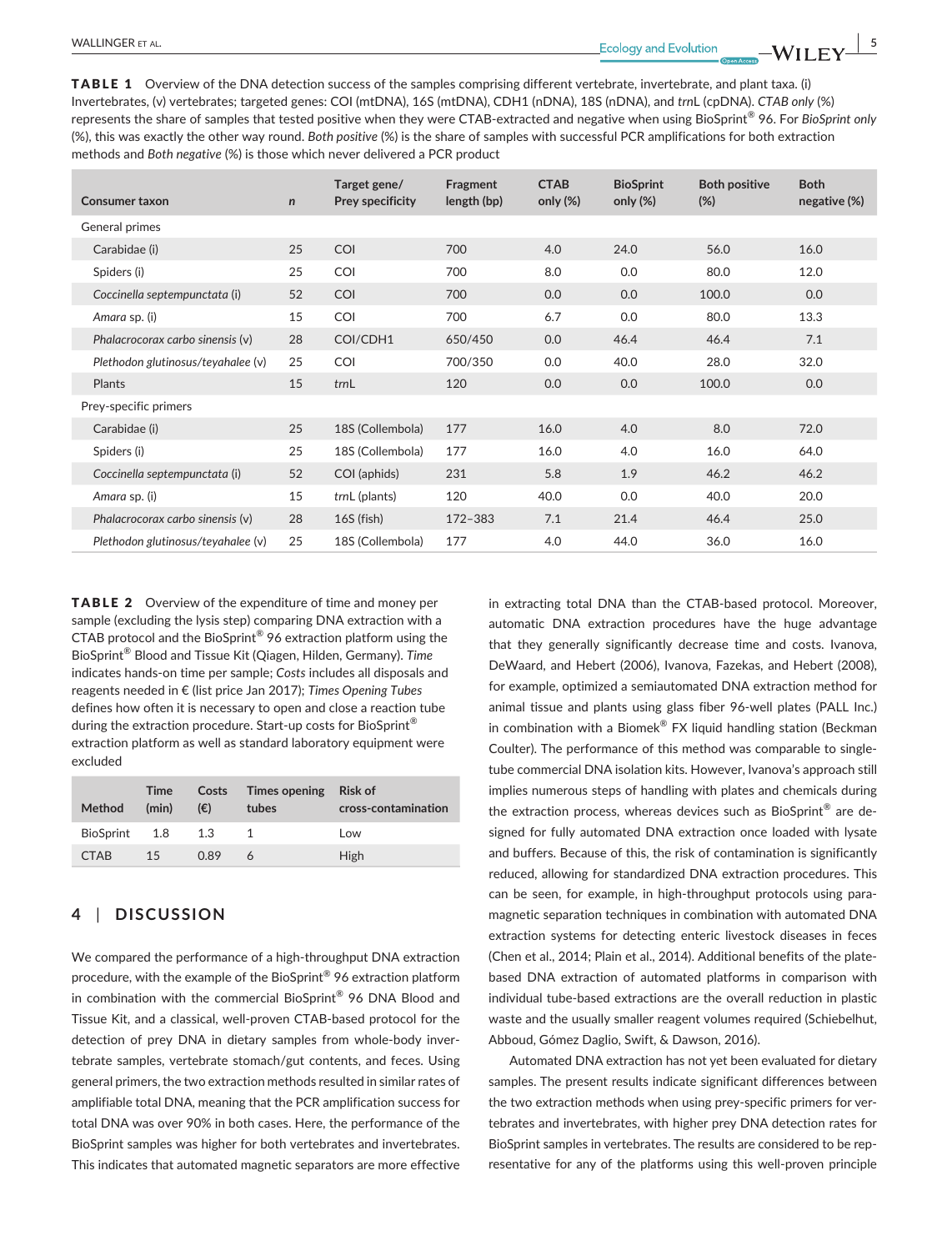**TABLE 1** Overview of the DNA detection success of the samples comprising different vertebrate, invertebrate, and plant taxa. (i) Invertebrates, (v) vertebrates; targeted genes: COI (mtDNA), 16S (mtDNA), CDH1 (nDNA), 18S (nDNA), and *trn*L (cpDNA). *CTAB only* (%) represents the share of samples that tested positive when they were CTAB-extracted and negative when using BioSprint® 96. For *BioSprint only* (%), this was exactly the other way round. *Both positive* (%) is the share of samples with successful PCR amplifications for both extraction methods and *Both negative* (%) is those which never delivered a PCR product

| Consumer taxon | *n* | Target gene/ Prey specificity | Fragment length (bp) | CTAB only (%) | BioSprint only (%) | Both positive (%) | Both negative (%) |
|---|---|---|---|---|---|---|---|
| General primes | | | | | | | |
| Carabidae (i) | 25 | COI | 700 | 4.0 | 24.0 | 56.0 | 16.0 |
| Spiders (i) | 25 | COI | 700 | 8.0 | 0.0 | 80.0 | 12.0 |
| *Coccinella septempunctata* (i) | 52 | COI | 700 | 0.0 | 0.0 | 100.0 | 0.0 |
| *Amara* sp. (i) | 15 | COI | 700 | 6.7 | 0.0 | 80.0 | 13.3 |
| *Phalacrocorax carbo sinensis* (v) | 28 | COI/CDH1 | 650/450 | 0.0 | 46.4 | 46.4 | 7.1 |
| *Plethodon glutinosus/teyahalee* (v) | 25 | COI | 700/350 | 0.0 | 40.0 | 28.0 | 32.0 |
| Plants | 15 | *trn*L | 120 | 0.0 | 0.0 | 100.0 | 0.0 |
| Prey-specific primers | | | | | | | |
| Carabidae (i) | 25 | 18S (Collembola) | 177 | 16.0 | 4.0 | 8.0 | 72.0 |
| Spiders (i) | 25 | 18S (Collembola) | 177 | 16.0 | 4.0 | 16.0 | 64.0 |
| *Coccinella septempunctata* (i) | 52 | COI (aphids) | 231 | 5.8 | 1.9 | 46.2 | 46.2 |
| *Amara* sp. (i) | 15 | *trn*L (plants) | 120 | 40.0 | 0.0 | 40.0 | 20.0 |
| *Phalacrocorax carbo sinensis* (v) | 28 | 16S (fish) | 172–383 | 7.1 | 21.4 | 46.4 | 25.0 |
| *Plethodon glutinosus/teyahalee* (v) | 25 | 18S (Collembola) | 177 | 4.0 | 44.0 | 36.0 | 16.0 |

**TABLE 2** Overview of the expenditure of time and money per sample (excluding the lysis step) comparing DNA extraction with a CTAB protocol and the BioSprint® 96 extraction platform using the BioSprint® Blood and Tissue Kit (Qiagen, Hilden, Germany). *Time* indicates hands-on time per sample; *Costs* includes all disposals and reagents needed in € (list price Jan 2017); *Times Opening Tubes* defines how often it is necessary to open and close a reaction tube during the extraction procedure. Start-up costs for BioSprint® extraction platform as well as standard laboratory equipment were excluded

| Method | Time (min) | Costs (€) | Times opening tubes | Risk of cross-contamination |
|---|---|---|---|---|
| BioSprint | 1.8 | 1.3 | 1 | Low |
| CTAB | 15 | 0.89 | 6 | High |

## 4 | DISCUSSION

We compared the performance of a high-throughput DNA extraction procedure, with the example of the BioSprint® 96 extraction platform in combination with the commercial BioSprint® 96 DNA Blood and Tissue Kit, and a classical, well-proven CTAB-based protocol for the detection of prey DNA in dietary samples from whole-body invertebrate samples, vertebrate stomach/gut contents, and feces. Using general primers, the two extraction methods resulted in similar rates of amplifiable total DNA, meaning that the PCR amplification success for total DNA was over 90% in both cases. Here, the performance of the BioSprint samples was higher for both vertebrates and invertebrates. This indicates that automated magnetic separators are more effective in extracting total DNA than the CTAB-based protocol. Moreover, automatic DNA extraction procedures have the huge advantage that they generally significantly decrease time and costs. Ivanova, DeWaard, and Hebert (2006), Ivanova, Fazekas, and Hebert (2008), for example, optimized a semiautomated DNA extraction method for animal tissue and plants using glass fiber 96-well plates (PALL Inc.) in combination with a Biomek® FX liquid handling station (Beckman Coulter). The performance of this method was comparable to single-tube commercial DNA isolation kits. However, Ivanova's approach still implies numerous steps of handling with plates and chemicals during the extraction process, whereas devices such as BioSprint® are designed for fully automated DNA extraction once loaded with lysate and buffers. Because of this, the risk of contamination is significantly reduced, allowing for standardized DNA extraction procedures. This can be seen, for example, in high-throughput protocols using paramagnetic separation techniques in combination with automated DNA extraction systems for detecting enteric livestock diseases in feces (Chen et al., 2014; Plain et al., 2014). Additional benefits of the plate-based DNA extraction of automated platforms in comparison with individual tube-based extractions are the overall reduction in plastic waste and the usually smaller reagent volumes required (Schiebelhut, Abboud, Gómez Daglio, Swift, & Dawson, 2016).

Automated DNA extraction has not yet been evaluated for dietary samples. The present results indicate significant differences between the two extraction methods when using prey-specific primers for vertebrates and invertebrates, with higher prey DNA detection rates for BioSprint samples in vertebrates. The results are considered to be representative for any of the platforms using this well-proven principle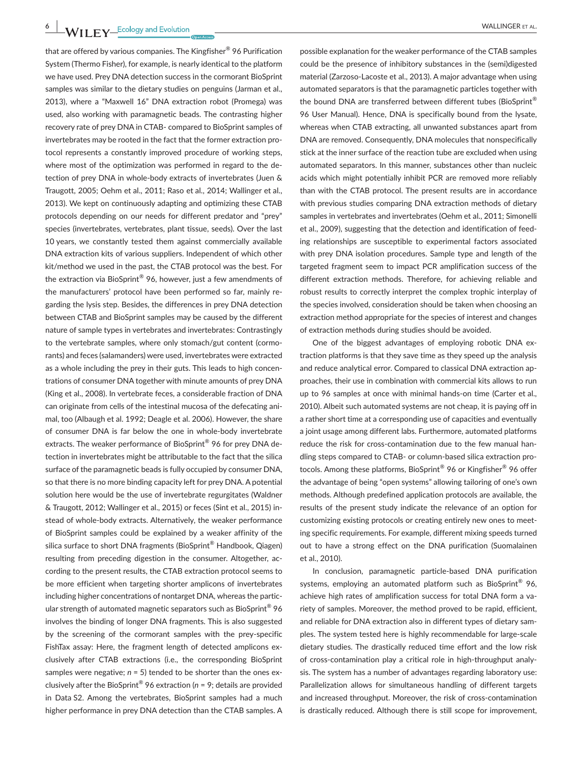that are offered by various companies. The Kingfisher® 96 Purification System (Thermo Fisher), for example, is nearly identical to the platform we have used. Prey DNA detection success in the cormorant BioSprint samples was similar to the dietary studies on penguins (Jarman et al., 2013), where a "Maxwell 16" DNA extraction robot (Promega) was used, also working with paramagnetic beads. The contrasting higher recovery rate of prey DNA in CTAB- compared to BioSprint samples of invertebrates may be rooted in the fact that the former extraction protocol represents a constantly improved procedure of working steps, where most of the optimization was performed in regard to the detection of prey DNA in whole-body extracts of invertebrates (Juen & Traugott, 2005; Oehm et al., 2011; Raso et al., 2014; Wallinger et al., 2013). We kept on continuously adapting and optimizing these CTAB protocols depending on our needs for different predator and "prey" species (invertebrates, vertebrates, plant tissue, seeds). Over the last 10 years, we constantly tested them against commercially available DNA extraction kits of various suppliers. Independent of which other kit/method we used in the past, the CTAB protocol was the best. For the extraction via BioSprint® 96, however, just a few amendments of the manufacturers' protocol have been performed so far, mainly regarding the lysis step. Besides, the differences in prey DNA detection between CTAB and BioSprint samples may be caused by the different nature of sample types in vertebrates and invertebrates: Contrastingly to the vertebrate samples, where only stomach/gut content (cormorants) and feces (salamanders) were used, invertebrates were extracted as a whole including the prey in their guts. This leads to high concentrations of consumer DNA together with minute amounts of prey DNA (King et al., 2008). In vertebrate feces, a considerable fraction of DNA can originate from cells of the intestinal mucosa of the defecating animal, too (Albaugh et al. 1992; Deagle et al. 2006). However, the share of consumer DNA is far below the one in whole-body invertebrate extracts. The weaker performance of BioSprint® 96 for prey DNA detection in invertebrates might be attributable to the fact that the silica surface of the paramagnetic beads is fully occupied by consumer DNA, so that there is no more binding capacity left for prey DNA. A potential solution here would be the use of invertebrate regurgitates (Waldner & Traugott, 2012; Wallinger et al., 2015) or feces (Sint et al., 2015) instead of whole-body extracts. Alternatively, the weaker performance of BioSprint samples could be explained by a weaker affinity of the silica surface to short DNA fragments (BioSprint® Handbook, Qiagen) resulting from preceding digestion in the consumer. Altogether, according to the present results, the CTAB extraction protocol seems to be more efficient when targeting shorter amplicons of invertebrates including higher concentrations of nontarget DNA, whereas the particular strength of automated magnetic separators such as BioSprint® 96 involves the binding of longer DNA fragments. This is also suggested by the screening of the cormorant samples with the prey-specific FishTax assay: Here, the fragment length of detected amplicons exclusively after CTAB extractions (i.e., the corresponding BioSprint samples were negative; $n = 5$) tended to be shorter than the ones exclusively after the BioSprint® 96 extraction ($n = 9$; details are provided in Data S2. Among the vertebrates, BioSprint samples had a much higher performance in prey DNA detection than the CTAB samples. A possible explanation for the weaker performance of the CTAB samples could be the presence of inhibitory substances in the (semi)digested material (Zarzoso-Lacoste et al., 2013). A major advantage when using automated separators is that the paramagnetic particles together with the bound DNA are transferred between different tubes (BioSprint® 96 User Manual). Hence, DNA is specifically bound from the lysate, whereas when CTAB extracting, all unwanted substances apart from DNA are removed. Consequently, DNA molecules that nonspecifically stick at the inner surface of the reaction tube are excluded when using automated separators. In this manner, substances other than nucleic acids which might potentially inhibit PCR are removed more reliably than with the CTAB protocol. The present results are in accordance with previous studies comparing DNA extraction methods of dietary samples in vertebrates and invertebrates (Oehm et al., 2011; Simonelli et al., 2009), suggesting that the detection and identification of feeding relationships are susceptible to experimental factors associated with prey DNA isolation procedures. Sample type and length of the targeted fragment seem to impact PCR amplification success of the different extraction methods. Therefore, for achieving reliable and robust results to correctly interpret the complex trophic interplay of the species involved, consideration should be taken when choosing an extraction method appropriate for the species of interest and changes of extraction methods during studies should be avoided.

One of the biggest advantages of employing robotic DNA extraction platforms is that they save time as they speed up the analysis and reduce analytical error. Compared to classical DNA extraction approaches, their use in combination with commercial kits allows to run up to 96 samples at once with minimal hands-on time (Carter et al., 2010). Albeit such automated systems are not cheap, it is paying off in a rather short time at a corresponding use of capacities and eventually a joint usage among different labs. Furthermore, automated platforms reduce the risk for cross-contamination due to the few manual handling steps compared to CTAB- or column-based silica extraction protocols. Among these platforms, BioSprint® 96 or Kingfisher® 96 offer the advantage of being "open systems" allowing tailoring of one's own methods. Although predefined application protocols are available, the results of the present study indicate the relevance of an option for customizing existing protocols or creating entirely new ones to meeting specific requirements. For example, different mixing speeds turned out to have a strong effect on the DNA purification (Suomalainen et al., 2010).

In conclusion, paramagnetic particle-based DNA purification systems, employing an automated platform such as BioSprint® 96, achieve high rates of amplification success for total DNA form a variety of samples. Moreover, the method proved to be rapid, efficient, and reliable for DNA extraction also in different types of dietary samples. The system tested here is highly recommendable for large-scale dietary studies. The drastically reduced time effort and the low risk of cross-contamination play a critical role in high-throughput analysis. The system has a number of advantages regarding laboratory use: Parallelization allows for simultaneous handling of different targets and increased throughput. Moreover, the risk of cross-contamination is drastically reduced. Although there is still scope for improvement,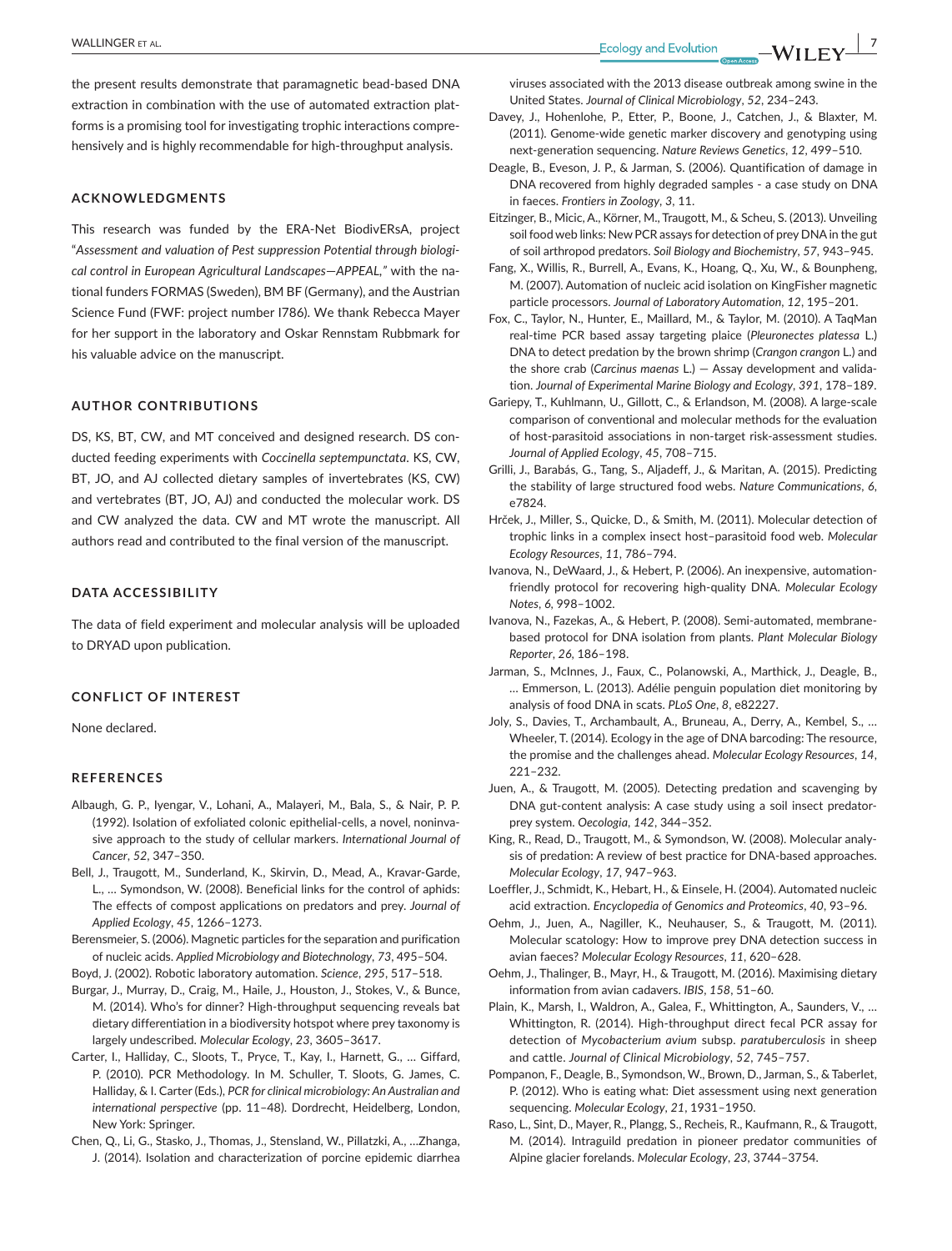the present results demonstrate that paramagnetic bead-based DNA extraction in combination with the use of automated extraction platforms is a promising tool for investigating trophic interactions comprehensively and is highly recommendable for high-throughput analysis.

## ACKNOWLEDGMENTS

This research was funded by the ERA-Net BiodivERsA, project "*Assessment and valuation of Pest suppression Potential through biological control in European Agricultural Landscapes—APPEAL,*" with the national funders FORMAS (Sweden), BM BF (Germany), and the Austrian Science Fund (FWF: project number I786). We thank Rebecca Mayer for her support in the laboratory and Oskar Rennstam Rubbmark for his valuable advice on the manuscript.

## AUTHOR CONTRIBUTIONS

DS, KS, BT, CW, and MT conceived and designed research. DS conducted feeding experiments with *Coccinella septempunctata*. KS, CW, BT, JO, and AJ collected dietary samples of invertebrates (KS, CW) and vertebrates (BT, JO, AJ) and conducted the molecular work. DS and CW analyzed the data. CW and MT wrote the manuscript. All authors read and contributed to the final version of the manuscript.

## DATA ACCESSIBILITY

The data of field experiment and molecular analysis will be uploaded to DRYAD upon publication.

## CONFLICT OF INTEREST

None declared.

## REFERENCES

Albaugh, G. P., Iyengar, V., Lohani, A., Malayeri, M., Bala, S., & Nair, P. P. (1992). Isolation of exfoliated colonic epithelial-cells, a novel, noninvasive approach to the study of cellular markers. *International Journal of Cancer*, *52*, 347–350.

Bell, J., Traugott, M., Sunderland, K., Skirvin, D., Mead, A., Kravar-Garde, L., … Symondson, W. (2008). Beneficial links for the control of aphids: The effects of compost applications on predators and prey. *Journal of Applied Ecology*, *45*, 1266–1273.

Berensmeier, S. (2006). Magnetic particles for the separation and purification of nucleic acids. *Applied Microbiology and Biotechnology*, *73*, 495–504.

Boyd, J. (2002). Robotic laboratory automation. *Science*, *295*, 517–518.

Burgar, J., Murray, D., Craig, M., Haile, J., Houston, J., Stokes, V., & Bunce, M. (2014). Who's for dinner? High-throughput sequencing reveals bat dietary differentiation in a biodiversity hotspot where prey taxonomy is largely undescribed. *Molecular Ecology*, *23*, 3605–3617.

Carter, I., Halliday, C., Sloots, T., Pryce, T., Kay, I., Harnett, G., … Giffard, P. (2010). PCR Methodology. In M. Schuller, T. Sloots, G. James, C. Halliday, & I. Carter (Eds.), *PCR for clinical microbiology: An Australian and international perspective* (pp. 11–48). Dordrecht, Heidelberg, London, New York: Springer.

Chen, Q., Li, G., Stasko, J., Thomas, J., Stensland, W., Pillatzki, A., …Zhanga, J. (2014). Isolation and characterization of porcine epidemic diarrhea viruses associated with the 2013 disease outbreak among swine in the United States. *Journal of Clinical Microbiology*, *52*, 234–243.

Davey, J., Hohenlohe, P., Etter, P., Boone, J., Catchen, J., & Blaxter, M. (2011). Genome-wide genetic marker discovery and genotyping using next-generation sequencing. *Nature Reviews Genetics*, *12*, 499–510.

Deagle, B., Eveson, J. P., & Jarman, S. (2006). Quantification of damage in DNA recovered from highly degraded samples - a case study on DNA in faeces. *Frontiers in Zoology*, *3*, 11.

Eitzinger, B., Micic, A., Körner, M., Traugott, M., & Scheu, S. (2013). Unveiling soil food web links: New PCR assays for detection of prey DNA in the gut of soil arthropod predators. *Soil Biology and Biochemistry*, *57*, 943–945.

Fang, X., Willis, R., Burrell, A., Evans, K., Hoang, Q., Xu, W., & Bounpheng, M. (2007). Automation of nucleic acid isolation on KingFisher magnetic particle processors. *Journal of Laboratory Automation*, *12*, 195–201.

Fox, C., Taylor, N., Hunter, E., Maillard, M., & Taylor, M. (2010). A TaqMan real-time PCR based assay targeting plaice (*Pleuronectes platessa* L.) DNA to detect predation by the brown shrimp (*Crangon crangon* L.) and the shore crab (*Carcinus maenas* L.) — Assay development and validation. *Journal of Experimental Marine Biology and Ecology*, *391*, 178–189.

Gariepy, T., Kuhlmann, U., Gillott, C., & Erlandson, M. (2008). A large-scale comparison of conventional and molecular methods for the evaluation of host-parasitoid associations in non-target risk-assessment studies. *Journal of Applied Ecology*, *45*, 708–715.

Grilli, J., Barabás, G., Tang, S., Aljadeff, J., & Maritan, A. (2015). Predicting the stability of large structured food webs. *Nature Communications*, *6*, e7824.

Hrček, J., Miller, S., Quicke, D., & Smith, M. (2011). Molecular detection of trophic links in a complex insect host–parasitoid food web. *Molecular Ecology Resources*, *11*, 786–794.

Ivanova, N., DeWaard, J., & Hebert, P. (2006). An inexpensive, automation-friendly protocol for recovering high-quality DNA. *Molecular Ecology Notes*, *6*, 998–1002.

Ivanova, N., Fazekas, A., & Hebert, P. (2008). Semi-automated, membrane-based protocol for DNA isolation from plants. *Plant Molecular Biology Reporter*, *26*, 186–198.

Jarman, S., McInnes, J., Faux, C., Polanowski, A., Marthick, J., Deagle, B., … Emmerson, L. (2013). Adélie penguin population diet monitoring by analysis of food DNA in scats. *PLoS One*, *8*, e82227.

Joly, S., Davies, T., Archambault, A., Bruneau, A., Derry, A., Kembel, S., … Wheeler, T. (2014). Ecology in the age of DNA barcoding: The resource, the promise and the challenges ahead. *Molecular Ecology Resources*, *14*, 221–232.

Juen, A., & Traugott, M. (2005). Detecting predation and scavenging by DNA gut-content analysis: A case study using a soil insect predator-prey system. *Oecologia*, *142*, 344–352.

King, R., Read, D., Traugott, M., & Symondson, W. (2008). Molecular analysis of predation: A review of best practice for DNA-based approaches. *Molecular Ecology*, *17*, 947–963.

Loeffler, J., Schmidt, K., Hebart, H., & Einsele, H. (2004). Automated nucleic acid extraction. *Encyclopedia of Genomics and Proteomics*, *40*, 93–96.

Oehm, J., Juen, A., Nagiller, K., Neuhauser, S., & Traugott, M. (2011). Molecular scatology: How to improve prey DNA detection success in avian faeces? *Molecular Ecology Resources*, *11*, 620–628.

Oehm, J., Thalinger, B., Mayr, H., & Traugott, M. (2016). Maximising dietary information from avian cadavers. *IBIS*, *158*, 51–60.

Plain, K., Marsh, I., Waldron, A., Galea, F., Whittington, A., Saunders, V., … Whittington, R. (2014). High-throughput direct fecal PCR assay for detection of *Mycobacterium avium* subsp. *paratuberculosis* in sheep and cattle. *Journal of Clinical Microbiology*, *52*, 745–757.

Pompanon, F., Deagle, B., Symondson, W., Brown, D., Jarman, S., & Taberlet, P. (2012). Who is eating what: Diet assessment using next generation sequencing. *Molecular Ecology*, *21*, 1931–1950.

Raso, L., Sint, D., Mayer, R., Plangg, S., Recheis, R., Kaufmann, R., & Traugott, M. (2014). Intraguild predation in pioneer predator communities of Alpine glacier forelands. *Molecular Ecology*, *23*, 3744–3754.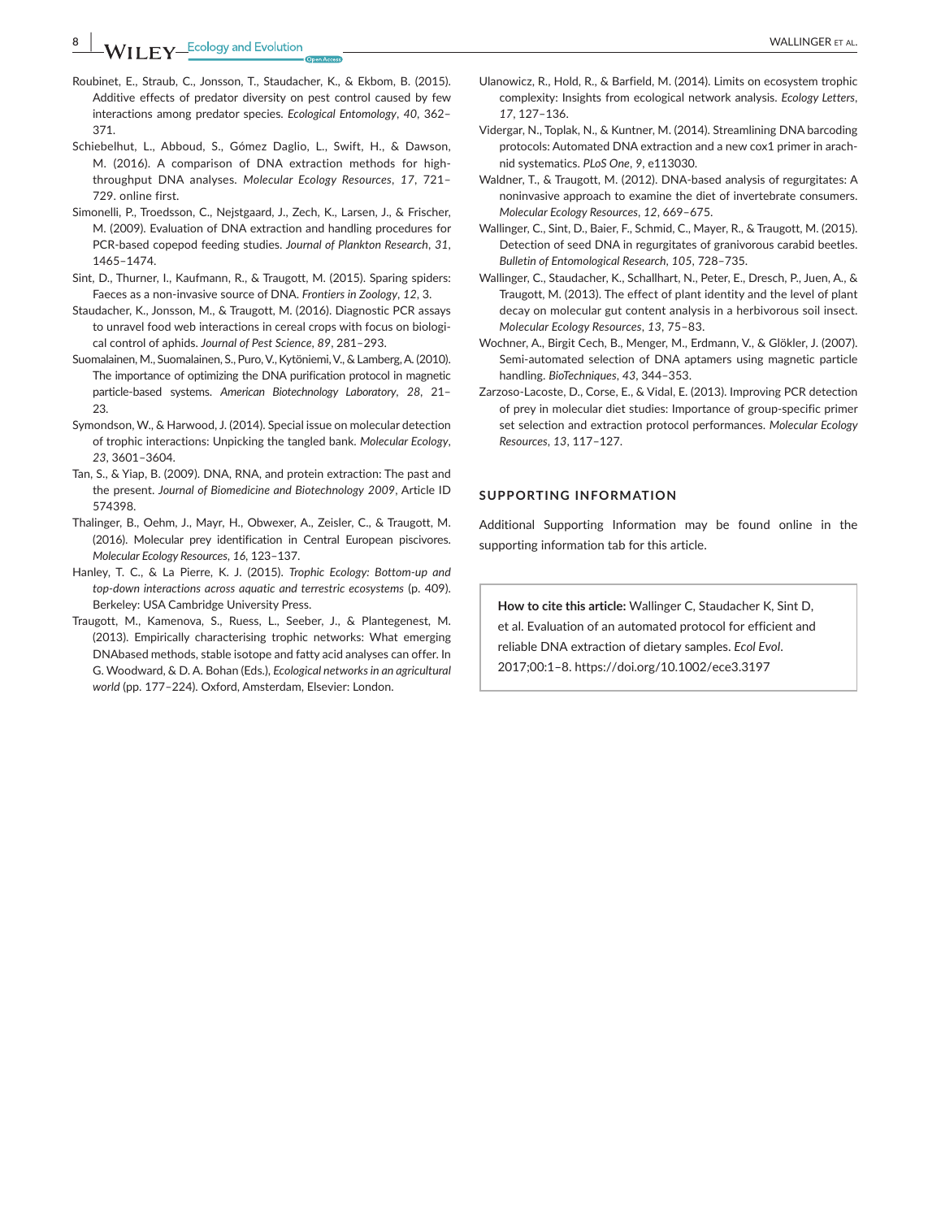Roubinet, E., Straub, C., Jonsson, T., Staudacher, K., & Ekbom, B. (2015). Additive effects of predator diversity on pest control caused by few interactions among predator species. *Ecological Entomology*, *40*, 362–371.

Schiebelhut, L., Abboud, S., Gómez Daglio, L., Swift, H., & Dawson, M. (2016). A comparison of DNA extraction methods for high-throughput DNA analyses. *Molecular Ecology Resources*, *17*, 721–729. online first.

Simonelli, P., Troedsson, C., Nejstgaard, J., Zech, K., Larsen, J., & Frischer, M. (2009). Evaluation of DNA extraction and handling procedures for PCR-based copepod feeding studies. *Journal of Plankton Research*, *31*, 1465–1474.

Sint, D., Thurner, I., Kaufmann, R., & Traugott, M. (2015). Sparing spiders: Faeces as a non-invasive source of DNA. *Frontiers in Zoology*, *12*, 3.

Staudacher, K., Jonsson, M., & Traugott, M. (2016). Diagnostic PCR assays to unravel food web interactions in cereal crops with focus on biological control of aphids. *Journal of Pest Science*, *89*, 281–293.

Suomalainen, M., Suomalainen, S., Puro, V., Kytöniemi, V., & Lamberg, A. (2010). The importance of optimizing the DNA purification protocol in magnetic particle-based systems. *American Biotechnology Laboratory*, *28*, 21–23.

Symondson, W., & Harwood, J. (2014). Special issue on molecular detection of trophic interactions: Unpicking the tangled bank. *Molecular Ecology*, *23*, 3601–3604.

Tan, S., & Yiap, B. (2009). DNA, RNA, and protein extraction: The past and the present. *Journal of Biomedicine and Biotechnology 2009*, Article ID 574398.

Thalinger, B., Oehm, J., Mayr, H., Obwexer, A., Zeisler, C., & Traugott, M. (2016). Molecular prey identification in Central European piscivores. *Molecular Ecology Resources*, *16*, 123–137.

Hanley, T. C., & La Pierre, K. J. (2015). *Trophic Ecology: Bottom-up and top-down interactions across aquatic and terrestric ecosystems* (p. 409). Berkeley: USA Cambridge University Press.

Traugott, M., Kamenova, S., Ruess, L., Seeber, J., & Plantegenest, M. (2013). Empirically characterising trophic networks: What emerging DNAbased methods, stable isotope and fatty acid analyses can offer. In G. Woodward, & D. A. Bohan (Eds.), *Ecological networks in an agricultural world* (pp. 177–224). Oxford, Amsterdam, Elsevier: London.

Ulanowicz, R., Hold, R., & Barfield, M. (2014). Limits on ecosystem trophic complexity: Insights from ecological network analysis. *Ecology Letters*, *17*, 127–136.

Vidergar, N., Toplak, N., & Kuntner, M. (2014). Streamlining DNA barcoding protocols: Automated DNA extraction and a new cox1 primer in arachnid systematics. *PLoS One*, *9*, e113030.

Waldner, T., & Traugott, M. (2012). DNA-based analysis of regurgitates: A noninvasive approach to examine the diet of invertebrate consumers. *Molecular Ecology Resources*, *12*, 669–675.

Wallinger, C., Sint, D., Baier, F., Schmid, C., Mayer, R., & Traugott, M. (2015). Detection of seed DNA in regurgitates of granivorous carabid beetles. *Bulletin of Entomological Research*, *105*, 728–735.

Wallinger, C., Staudacher, K., Schallhart, N., Peter, E., Dresch, P., Juen, A., & Traugott, M. (2013). The effect of plant identity and the level of plant decay on molecular gut content analysis in a herbivorous soil insect. *Molecular Ecology Resources*, *13*, 75–83.

Wochner, A., Birgit Cech, B., Menger, M., Erdmann, V., & Glökler, J. (2007). Semi-automated selection of DNA aptamers using magnetic particle handling. *BioTechniques*, *43*, 344–353.

Zarzoso-Lacoste, D., Corse, E., & Vidal, E. (2013). Improving PCR detection of prey in molecular diet studies: Importance of group-specific primer set selection and extraction protocol performances. *Molecular Ecology Resources*, *13*, 117–127.

## SUPPORTING INFORMATION

Additional Supporting Information may be found online in the supporting information tab for this article.

**How to cite this article:** Wallinger C, Staudacher K, Sint D, et al. Evaluation of an automated protocol for efficient and reliable DNA extraction of dietary samples. *Ecol Evol*. 2017;00:1–8. https://doi.org/10.1002/ece3.3197